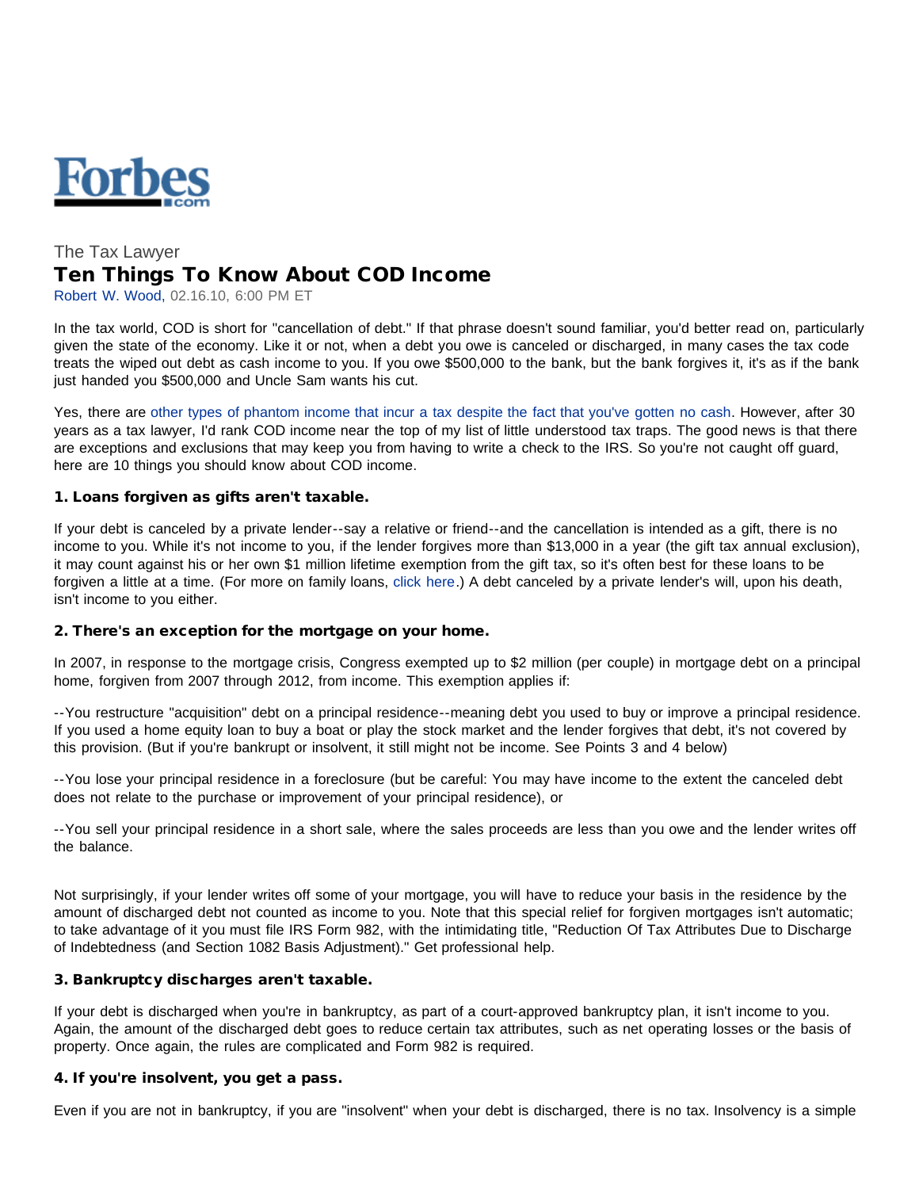The Tax Lawyer

# Ten Things To Know About COD Income

Robert W. Wood, 02.16.10, 6:00 PM ET

In the tax world, COD is short for "cancellation of debt." If that phrase doesn't sound familiar, you'd better read on, particularly given the state of the economy. Like it or not, when a debt you owe is canceled or discharged, in many cases the tax code treats the wiped out debt as cash income to you. If you owe $500,000 to the bank, but the bank forgives it, it's as if the bank just handed you $500,000 and Uncle Sam wants his cut.

Yes, there are other types of phantom income that incur a tax despite the fact that you've gotten no cash. However, after 30 years as a tax lawyer, I'd rank COD income near the top of my list of little understood tax traps. The good news is that there are exceptions and exclusions that may keep you from having to write a check to the IRS. So you're not caught off guard, here are 10 things you should know about COD income.

### 1. Loans forgiven as gifts aren't taxable.

If your debt is canceled by a private lender--say a relative or friend--and the cancellation is intended as a gift, there is no income to you. While it's not income to you, if the lender forgives more than $13,000 in a year (the gift tax annual exclusion), it may count against his or her own $1 million lifetime exemption from the gift tax, so it's often best for these loans to be forgiven a little at a time. (For more on family loans, click here.) A debt canceled by a private lender's will, upon his death, isn't income to you either.

### 2. There's an exception for the mortgage on your home.

In 2007, in response to the mortgage crisis, Congress exempted up to $2 million (per couple) in mortgage debt on a principal home, forgiven from 2007 through 2012, from income. This exemption applies if:

--You restructure "acquisition" debt on a principal residence--meaning debt you used to buy or improve a principal residence. If you used a home equity loan to buy a boat or play the stock market and the lender forgives that debt, it's not covered by this provision. (But if you're bankrupt or insolvent, it still might not be income. See Points 3 and 4 below)

--You lose your principal residence in a foreclosure (but be careful: You may have income to the extent the canceled debt does not relate to the purchase or improvement of your principal residence), or

--You sell your principal residence in a short sale, where the sales proceeds are less than you owe and the lender writes off the balance.

Not surprisingly, if your lender writes off some of your mortgage, you will have to reduce your basis in the residence by the amount of discharged debt not counted as income to you. Note that this special relief for forgiven mortgages isn't automatic; to take advantage of it you must file IRS Form 982, with the intimidating title, "Reduction Of Tax Attributes Due to Discharge of Indebtedness (and Section 1082 Basis Adjustment)." Get professional help.

### 3. Bankruptcy discharges aren't taxable.

If your debt is discharged when you're in bankruptcy, as part of a court-approved bankruptcy plan, it isn't income to you. Again, the amount of the discharged debt goes to reduce certain tax attributes, such as net operating losses or the basis of property. Once again, the rules are complicated and Form 982 is required.

### 4. If you're insolvent, you get a pass.

Even if you are not in bankruptcy, if you are "insolvent" when your debt is discharged, there is no tax. Insolvency is a simple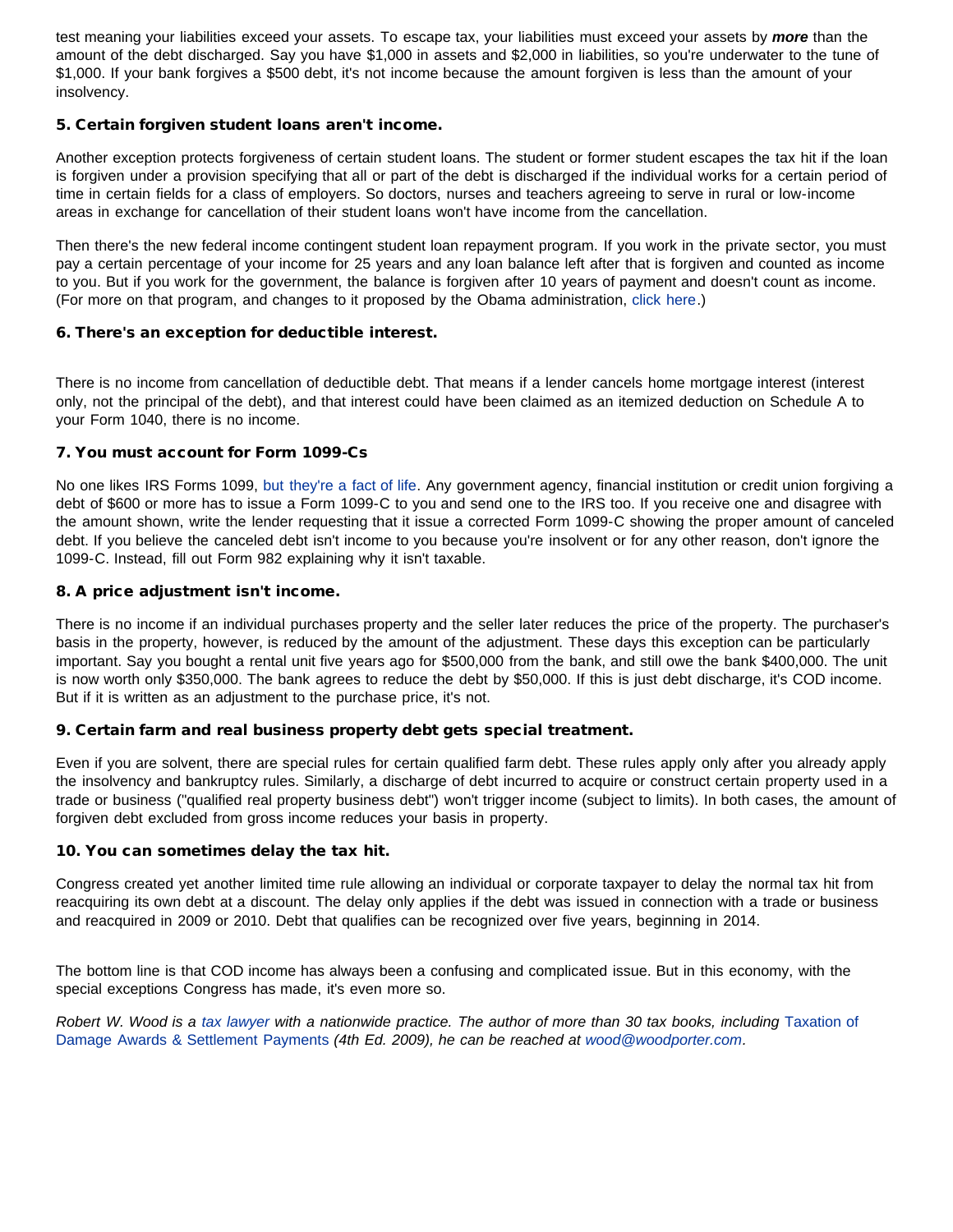test meaning your liabilities exceed your assets. To escape tax, your liabilities must exceed your assets by ***more*** than the amount of the debt discharged. Say you have $1,000 in assets and $2,000 in liabilities, so you're underwater to the tune of $1,000. If your bank forgives a $500 debt, it's not income because the amount forgiven is less than the amount of your insolvency.

### 5. Certain forgiven student loans aren't income.

Another exception protects forgiveness of certain student loans. The student or former student escapes the tax hit if the loan is forgiven under a provision specifying that all or part of the debt is discharged if the individual works for a certain period of time in certain fields for a class of employers. So doctors, nurses and teachers agreeing to serve in rural or low-income areas in exchange for cancellation of their student loans won't have income from the cancellation.

Then there's the new federal income contingent student loan repayment program. If you work in the private sector, you must pay a certain percentage of your income for 25 years and any loan balance left after that is forgiven and counted as income to you. But if you work for the government, the balance is forgiven after 10 years of payment and doesn't count as income. (For more on that program, and changes to it proposed by the Obama administration, click here.)

### 6. There's an exception for deductible interest.

There is no income from cancellation of deductible debt. That means if a lender cancels home mortgage interest (interest only, not the principal of the debt), and that interest could have been claimed as an itemized deduction on Schedule A to your Form 1040, there is no income.

### 7. You must account for Form 1099-Cs

No one likes IRS Forms 1099, but they're a fact of life. Any government agency, financial institution or credit union forgiving a debt of $600 or more has to issue a Form 1099-C to you and send one to the IRS too. If you receive one and disagree with the amount shown, write the lender requesting that it issue a corrected Form 1099-C showing the proper amount of canceled debt. If you believe the canceled debt isn't income to you because you're insolvent or for any other reason, don't ignore the 1099-C. Instead, fill out Form 982 explaining why it isn't taxable.

### 8. A price adjustment isn't income.

There is no income if an individual purchases property and the seller later reduces the price of the property. The purchaser's basis in the property, however, is reduced by the amount of the adjustment. These days this exception can be particularly important. Say you bought a rental unit five years ago for $500,000 from the bank, and still owe the bank $400,000. The unit is now worth only $350,000. The bank agrees to reduce the debt by $50,000. If this is just debt discharge, it's COD income. But if it is written as an adjustment to the purchase price, it's not.

### 9. Certain farm and real business property debt gets special treatment.

Even if you are solvent, there are special rules for certain qualified farm debt. These rules apply only after you already apply the insolvency and bankruptcy rules. Similarly, a discharge of debt incurred to acquire or construct certain property used in a trade or business ("qualified real property business debt") won't trigger income (subject to limits). In both cases, the amount of forgiven debt excluded from gross income reduces your basis in property.

### 10. You can sometimes delay the tax hit.

Congress created yet another limited time rule allowing an individual or corporate taxpayer to delay the normal tax hit from reacquiring its own debt at a discount. The delay only applies if the debt was issued in connection with a trade or business and reacquired in 2009 or 2010. Debt that qualifies can be recognized over five years, beginning in 2014.

The bottom line is that COD income has always been a confusing and complicated issue. But in this economy, with the special exceptions Congress has made, it's even more so.

*Robert W. Wood is a tax lawyer with a nationwide practice. The author of more than 30 tax books, including* Taxation of Damage Awards & Settlement Payments *(4th Ed. 2009), he can be reached at wood@woodporter.com.*